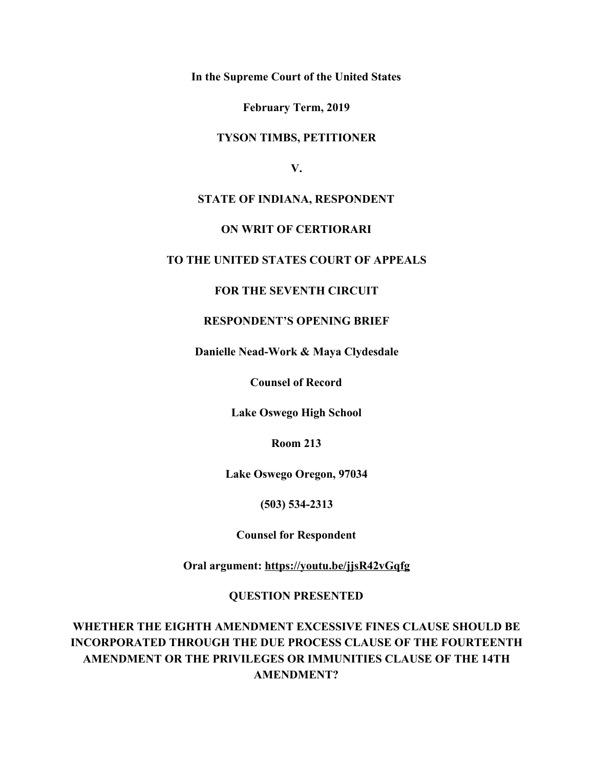**In the Supreme Court of the United States**

**February Term, 2019**

**TYSON TIMBS, PETITIONER**

**V.**

**STATE OF INDIANA, RESPONDENT**

**ON WRIT OF CERTIORARI**

**TO THE UNITED STATES COURT OF APPEALS**

**FOR THE SEVENTH CIRCUIT**

**RESPONDENT'S OPENING BRIEF**

**Danielle Nead-Work & Maya Clydesdale**

**Counsel of Record**

**Lake Oswego High School**

**Room 213**

**Lake Oswego Oregon, 97034**

**(503) 534-2313**

**Counsel for Respondent**

**Oral argument: https://youtu.be/jjsR42vGqfg**

**QUESTION PRESENTED**

**WHETHER THE EIGHTH AMENDMENT EXCESSIVE FINES CLAUSE SHOULD BE INCORPORATED THROUGH THE DUE PROCESS CLAUSE OF THE FOURTEENTH AMENDMENT OR THE PRIVILEGES OR IMMUNITIES CLAUSE OF THE 14TH AMENDMENT?**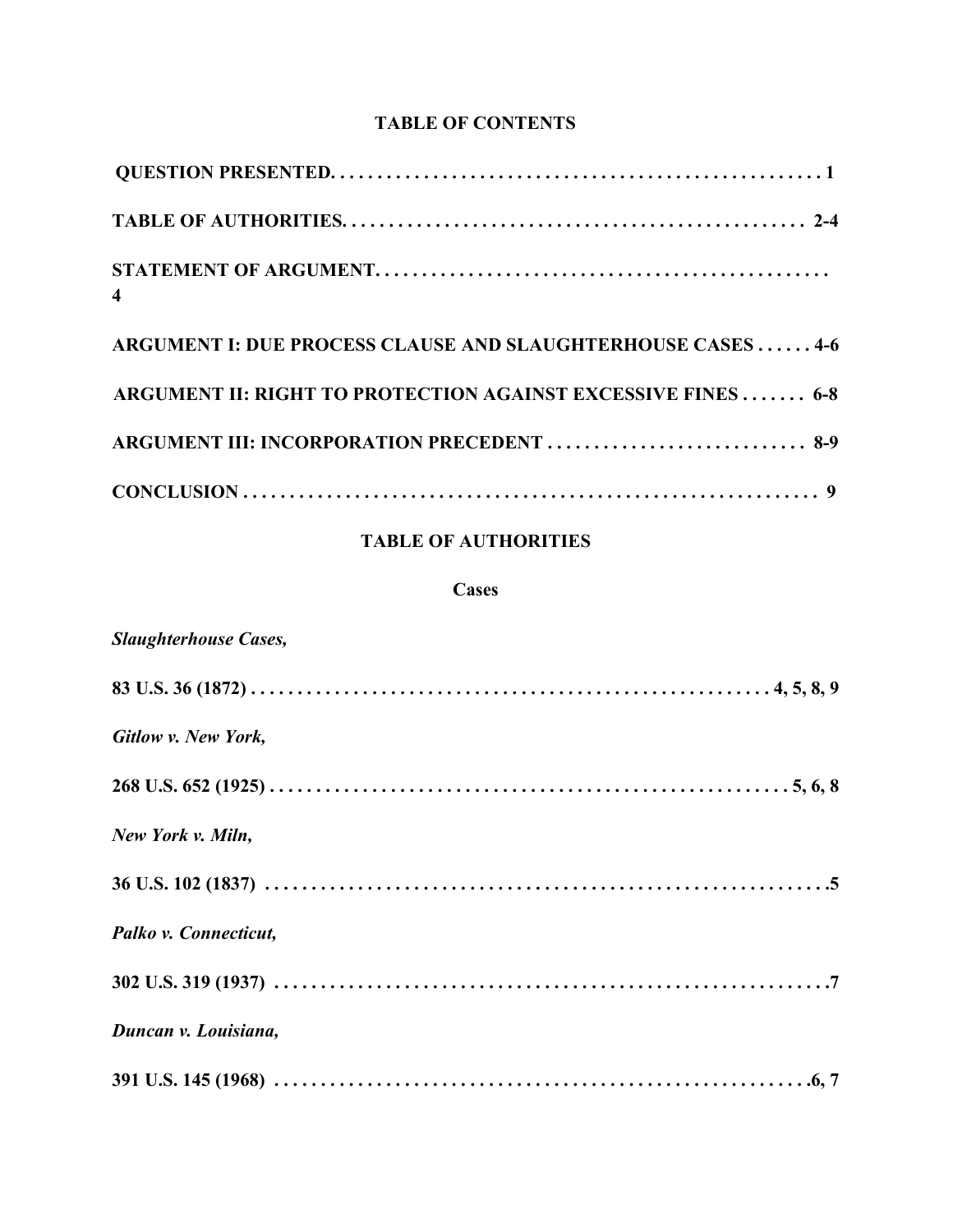## TABLE OF CONTENTS

**QUESTION PRESENTED. . . . . . . . . . . . . . . . . . . . . . . . . . . . . . . . . . . . . . . . . . . . . . . . . . . . . 1**

**TABLE OF AUTHORITIES. . . . . . . . . . . . . . . . . . . . . . . . . . . . . . . . . . . . . . . . . . . . . . . . . . 2-4**

**STATEMENT OF ARGUMENT. . . . . . . . . . . . . . . . . . . . . . . . . . . . . . . . . . . . . . . . . . . . . . . . . 4**

**ARGUMENT I: DUE PROCESS CLAUSE AND SLAUGHTERHOUSE CASES . . . . . . 4-6**

**ARGUMENT II: RIGHT TO PROTECTION AGAINST EXCESSIVE FINES . . . . . . . 6-8**

**ARGUMENT III: INCORPORATION PRECEDENT . . . . . . . . . . . . . . . . . . . . . . . . . . . . 8-9**

**CONCLUSION . . . . . . . . . . . . . . . . . . . . . . . . . . . . . . . . . . . . . . . . . . . . . . . . . . . . . . . . . . . . . . 9**

## TABLE OF AUTHORITIES

### Cases

***Slaughterhouse Cases,***

**83 U.S. 36 (1872) . . . . . . . . . . . . . . . . . . . . . . . . . . . . . . . . . . . . . . . . . . . . . . . . . . . . . . . . 4, 5, 8, 9**

***Gitlow v. New York,***

**268 U.S. 652 (1925) . . . . . . . . . . . . . . . . . . . . . . . . . . . . . . . . . . . . . . . . . . . . . . . . . . . . . . . . 5, 6, 8**

***New York v. Miln,***

**36 U.S. 102 (1837) . . . . . . . . . . . . . . . . . . . . . . . . . . . . . . . . . . . . . . . . . . . . . . . . . . . . . . . . . . . . .5**

***Palko v. Connecticut,***

**302 U.S. 319 (1937) . . . . . . . . . . . . . . . . . . . . . . . . . . . . . . . . . . . . . . . . . . . . . . . . . . . . . . . . . . . .7**

***Duncan v. Louisiana,***

**391 U.S. 145 (1968) . . . . . . . . . . . . . . . . . . . . . . . . . . . . . . . . . . . . . . . . . . . . . . . . . . . . . . . . . .6, 7**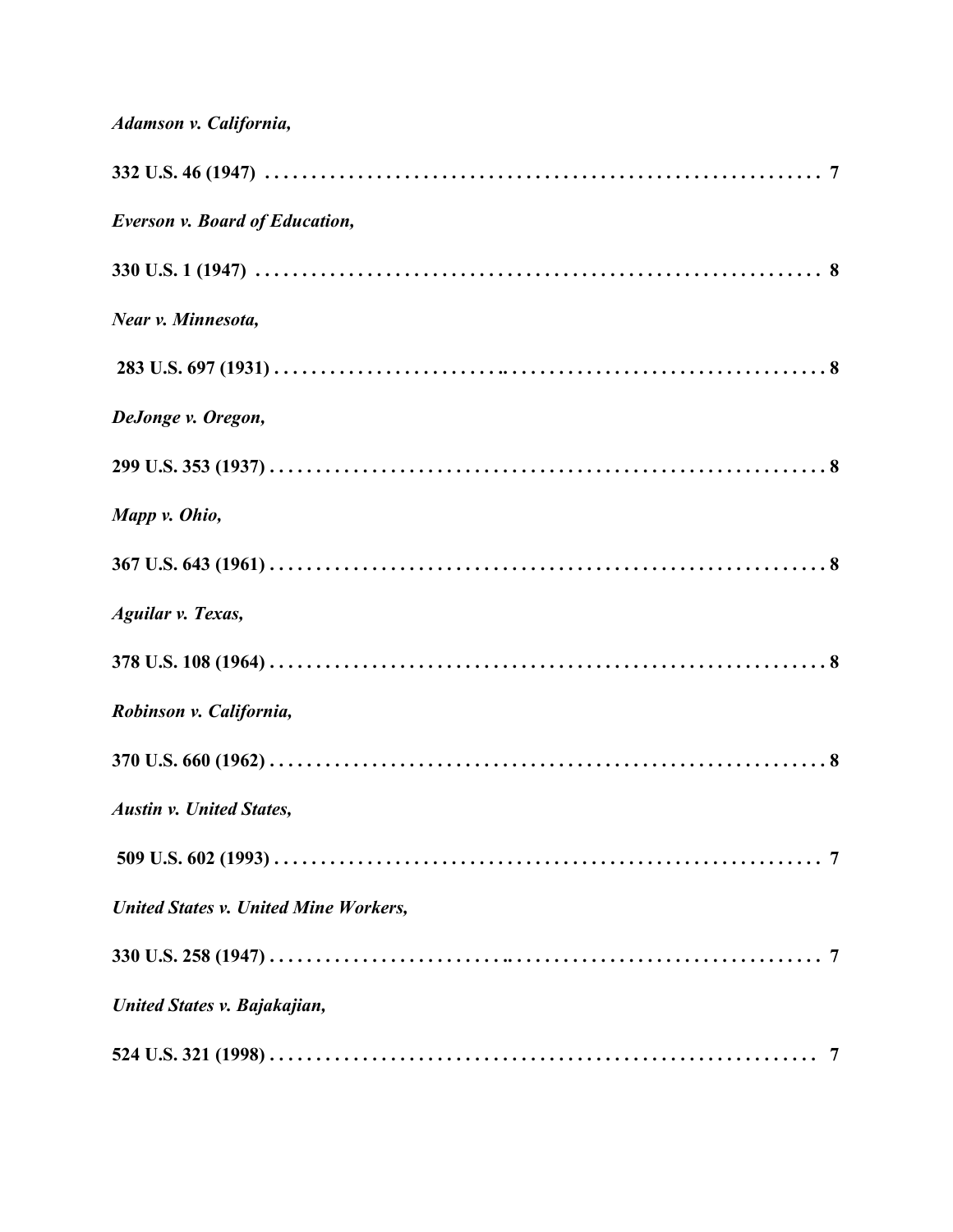*Adamson v. California,*

**332 U.S. 46 (1947) . . . . . . . . . . . . . . . . . . . . . . . . . . . . . . . . . . . . . . . . . . . . . . . . . . . . . . . . . . . . . 7**

*Everson v. Board of Education,*

**330 U.S. 1 (1947) . . . . . . . . . . . . . . . . . . . . . . . . . . . . . . . . . . . . . . . . . . . . . . . . . . . . . . . . . . . . . . 8**

*Near v. Minnesota,*

**283 U.S. 697 (1931) . . . . . . . . . . . . . . . . . . . . . . . . .. . . . . . . . . . . . . . . . . . . . . . . . . . . . . . . . . 8**

*DeJonge v. Oregon,*

**299 U.S. 353 (1937) . . . . . . . . . . . . . . . . . . . . . . . . . . . . . . . . . . . . . . . . . . . . . . . . . . . . . . . . . . . 8**

*Mapp v. Ohio,*

**367 U.S. 643 (1961) . . . . . . . . . . . . . . . . . . . . . . . . . . . . . . . . . . . . . . . . . . . . . . . . . . . . . . . . . . . 8**

*Aguilar v. Texas,*

**378 U.S. 108 (1964) . . . . . . . . . . . . . . . . . . . . . . . . . . . . . . . . . . . . . . . . . . . . . . . . . . . . . . . . . . . 8**

*Robinson v. California,*

**370 U.S. 660 (1962) . . . . . . . . . . . . . . . . . . . . . . . . . . . . . . . . . . . . . . . . . . . . . . . . . . . . . . . . . . . 8**

*Austin v. United States,*

**509 U.S. 602 (1993) . . . . . . . . . . . . . . . . . . . . . . . . . . . . . . . . . . . . . . . . . . . . . . . . . . . . . . . . . . . 7**

*United States v. United Mine Workers,*

**330 U.S. 258 (1947) . . . . . . . . . . . . . . . . . . . . . . . . .. . . . . . . . . . . . . . . . . . . . . . . . . . . . . . . . . 7**

*United States v. Bajakajian,*

**524 U.S. 321 (1998) . . . . . . . . . . . . . . . . . . . . . . . . . . . . . . . . . . . . . . . . . . . . . . . . . . . . . . . . . . . 7**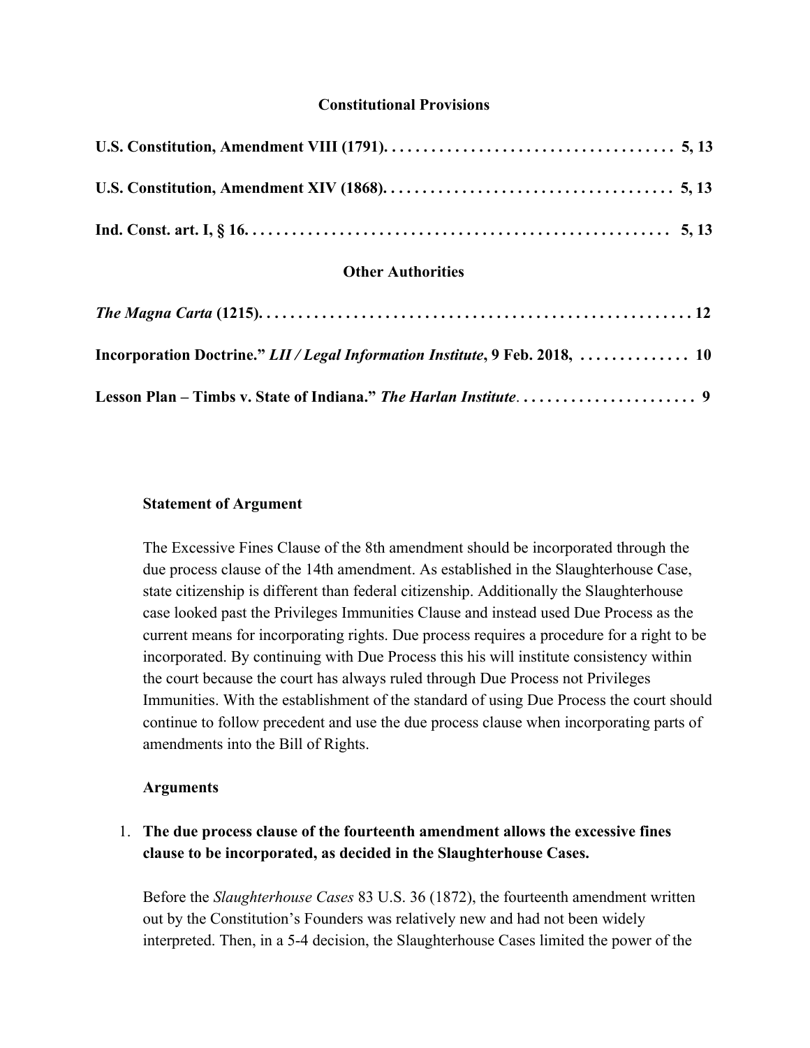### Constitutional Provisions

**U.S. Constitution, Amendment VIII (1791). . . . . . . . . . . . . . . . . . . . . . . . . . . . . . . . . . . . . 5, 13**

**U.S. Constitution, Amendment XIV (1868). . . . . . . . . . . . . . . . . . . . . . . . . . . . . . . . . . . . . 5, 13**

**Ind. Const. art. I, § 16. . . . . . . . . . . . . . . . . . . . . . . . . . . . . . . . . . . . . . . . . . . . . . . . . . . . 5, 13**

### Other Authorities

***The Magna Carta* (1215). . . . . . . . . . . . . . . . . . . . . . . . . . . . . . . . . . . . . . . . . . . . . . . . . . . . . . 12**

**Incorporation Doctrine." *LII / Legal Information Institute*, 9 Feb. 2018, . . . . . . . . . . . . . . 10**

**Lesson Plan – Timbs v. State of Indiana." *The Harlan Institute*. . . . . . . . . . . . . . . . . . . . . . . 9**

**Statement of Argument**

The Excessive Fines Clause of the 8th amendment should be incorporated through the due process clause of the 14th amendment. As established in the Slaughterhouse Case, state citizenship is different than federal citizenship. Additionally the Slaughterhouse case looked past the Privileges Immunities Clause and instead used Due Process as the current means for incorporating rights. Due process requires a procedure for a right to be incorporated. By continuing with Due Process this his will institute consistency within the court because the court has always ruled through Due Process not Privileges Immunities. With the establishment of the standard of using Due Process the court should continue to follow precedent and use the due process clause when incorporating parts of amendments into the Bill of Rights.

**Arguments**

1. **The due process clause of the fourteenth amendment allows the excessive fines clause to be incorporated, as decided in the Slaughterhouse Cases.**

Before the *Slaughterhouse Cases* 83 U.S. 36 (1872), the fourteenth amendment written out by the Constitution's Founders was relatively new and had not been widely interpreted. Then, in a 5-4 decision, the Slaughterhouse Cases limited the power of the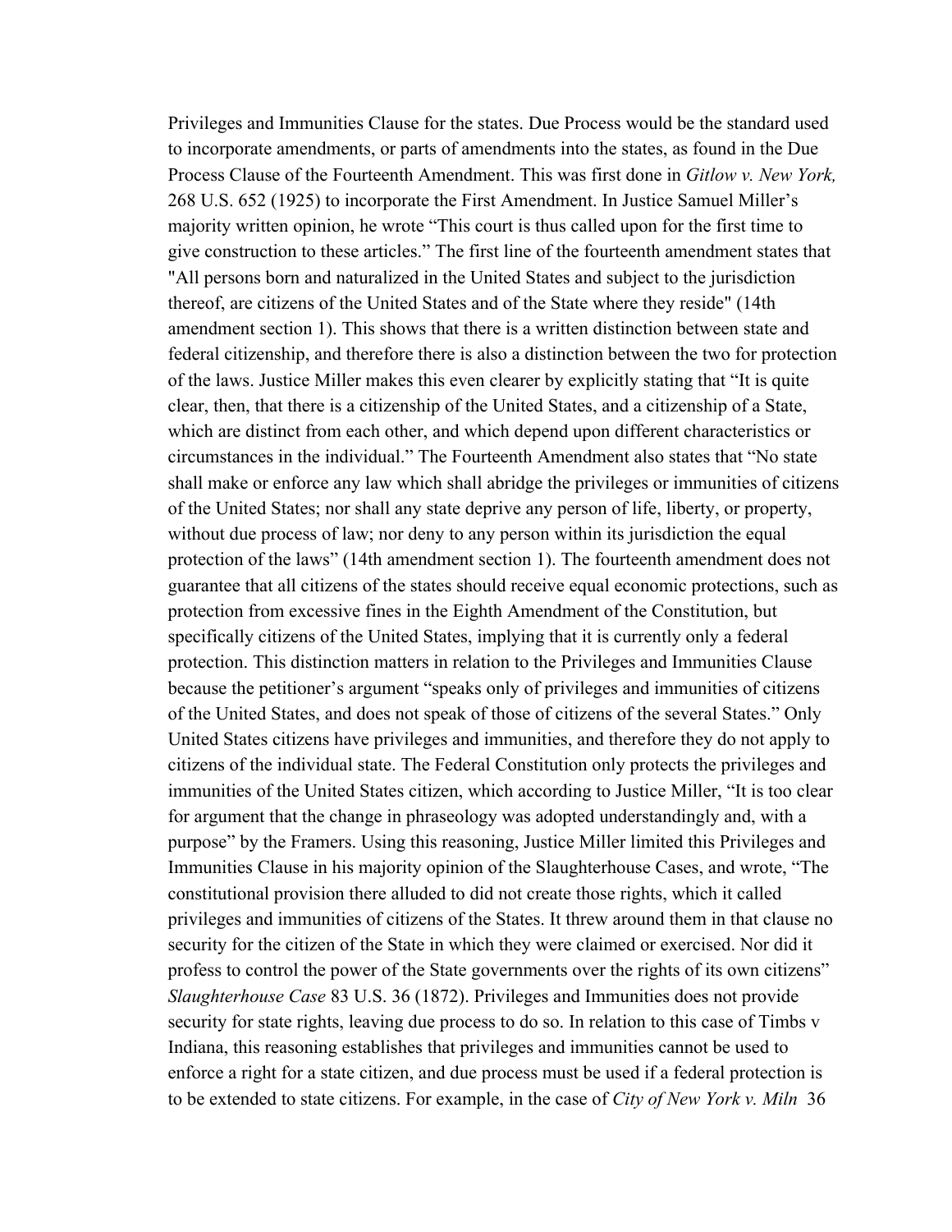Privileges and Immunities Clause for the states. Due Process would be the standard used to incorporate amendments, or parts of amendments into the states, as found in the Due Process Clause of the Fourteenth Amendment. This was first done in *Gitlow v. New York,* 268 U.S. 652 (1925) to incorporate the First Amendment. In Justice Samuel Miller's majority written opinion, he wrote "This court is thus called upon for the first time to give construction to these articles." The first line of the fourteenth amendment states that "All persons born and naturalized in the United States and subject to the jurisdiction thereof, are citizens of the United States and of the State where they reside" (14th amendment section 1). This shows that there is a written distinction between state and federal citizenship, and therefore there is also a distinction between the two for protection of the laws. Justice Miller makes this even clearer by explicitly stating that "It is quite clear, then, that there is a citizenship of the United States, and a citizenship of a State, which are distinct from each other, and which depend upon different characteristics or circumstances in the individual." The Fourteenth Amendment also states that "No state shall make or enforce any law which shall abridge the privileges or immunities of citizens of the United States; nor shall any state deprive any person of life, liberty, or property, without due process of law; nor deny to any person within its jurisdiction the equal protection of the laws" (14th amendment section 1). The fourteenth amendment does not guarantee that all citizens of the states should receive equal economic protections, such as protection from excessive fines in the Eighth Amendment of the Constitution, but specifically citizens of the United States, implying that it is currently only a federal protection. This distinction matters in relation to the Privileges and Immunities Clause because the petitioner's argument "speaks only of privileges and immunities of citizens of the United States, and does not speak of those of citizens of the several States." Only United States citizens have privileges and immunities, and therefore they do not apply to citizens of the individual state. The Federal Constitution only protects the privileges and immunities of the United States citizen, which according to Justice Miller, "It is too clear for argument that the change in phraseology was adopted understandingly and, with a purpose" by the Framers. Using this reasoning, Justice Miller limited this Privileges and Immunities Clause in his majority opinion of the Slaughterhouse Cases, and wrote, "The constitutional provision there alluded to did not create those rights, which it called privileges and immunities of citizens of the States. It threw around them in that clause no security for the citizen of the State in which they were claimed or exercised. Nor did it profess to control the power of the State governments over the rights of its own citizens" *Slaughterhouse Case* 83 U.S. 36 (1872). Privileges and Immunities does not provide security for state rights, leaving due process to do so. In relation to this case of Timbs v Indiana, this reasoning establishes that privileges and immunities cannot be used to enforce a right for a state citizen, and due process must be used if a federal protection is to be extended to state citizens. For example, in the case of *City of New York v. Miln* 36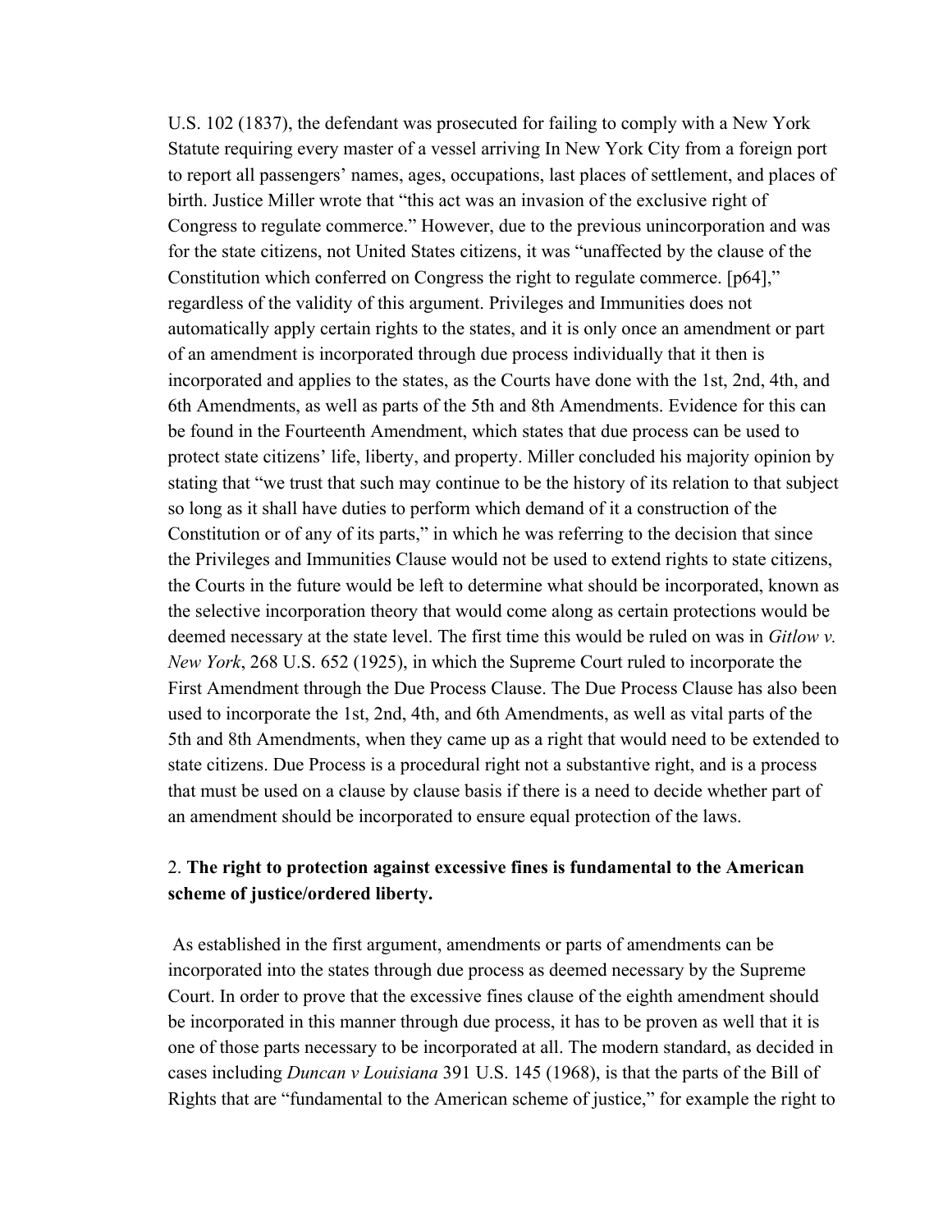U.S. 102 (1837), the defendant was prosecuted for failing to comply with a New York Statute requiring every master of a vessel arriving In New York City from a foreign port to report all passengers' names, ages, occupations, last places of settlement, and places of birth. Justice Miller wrote that "this act was an invasion of the exclusive right of Congress to regulate commerce." However, due to the previous unincorporation and was for the state citizens, not United States citizens, it was "unaffected by the clause of the Constitution which conferred on Congress the right to regulate commerce. [p64]," regardless of the validity of this argument. Privileges and Immunities does not automatically apply certain rights to the states, and it is only once an amendment or part of an amendment is incorporated through due process individually that it then is incorporated and applies to the states, as the Courts have done with the 1st, 2nd, 4th, and 6th Amendments, as well as parts of the 5th and 8th Amendments. Evidence for this can be found in the Fourteenth Amendment, which states that due process can be used to protect state citizens' life, liberty, and property. Miller concluded his majority opinion by stating that "we trust that such may continue to be the history of its relation to that subject so long as it shall have duties to perform which demand of it a construction of the Constitution or of any of its parts," in which he was referring to the decision that since the Privileges and Immunities Clause would not be used to extend rights to state citizens, the Courts in the future would be left to determine what should be incorporated, known as the selective incorporation theory that would come along as certain protections would be deemed necessary at the state level. The first time this would be ruled on was in *Gitlow v. New York*, 268 U.S. 652 (1925), in which the Supreme Court ruled to incorporate the First Amendment through the Due Process Clause. The Due Process Clause has also been used to incorporate the 1st, 2nd, 4th, and 6th Amendments, as well as vital parts of the 5th and 8th Amendments, when they came up as a right that would need to be extended to state citizens. Due Process is a procedural right not a substantive right, and is a process that must be used on a clause by clause basis if there is a need to decide whether part of an amendment should be incorporated to ensure equal protection of the laws.

2. **The right to protection against excessive fines is fundamental to the American scheme of justice/ordered liberty.**

As established in the first argument, amendments or parts of amendments can be incorporated into the states through due process as deemed necessary by the Supreme Court. In order to prove that the excessive fines clause of the eighth amendment should be incorporated in this manner through due process, it has to be proven as well that it is one of those parts necessary to be incorporated at all. The modern standard, as decided in cases including *Duncan v Louisiana* 391 U.S. 145 (1968), is that the parts of the Bill of Rights that are "fundamental to the American scheme of justice," for example the right to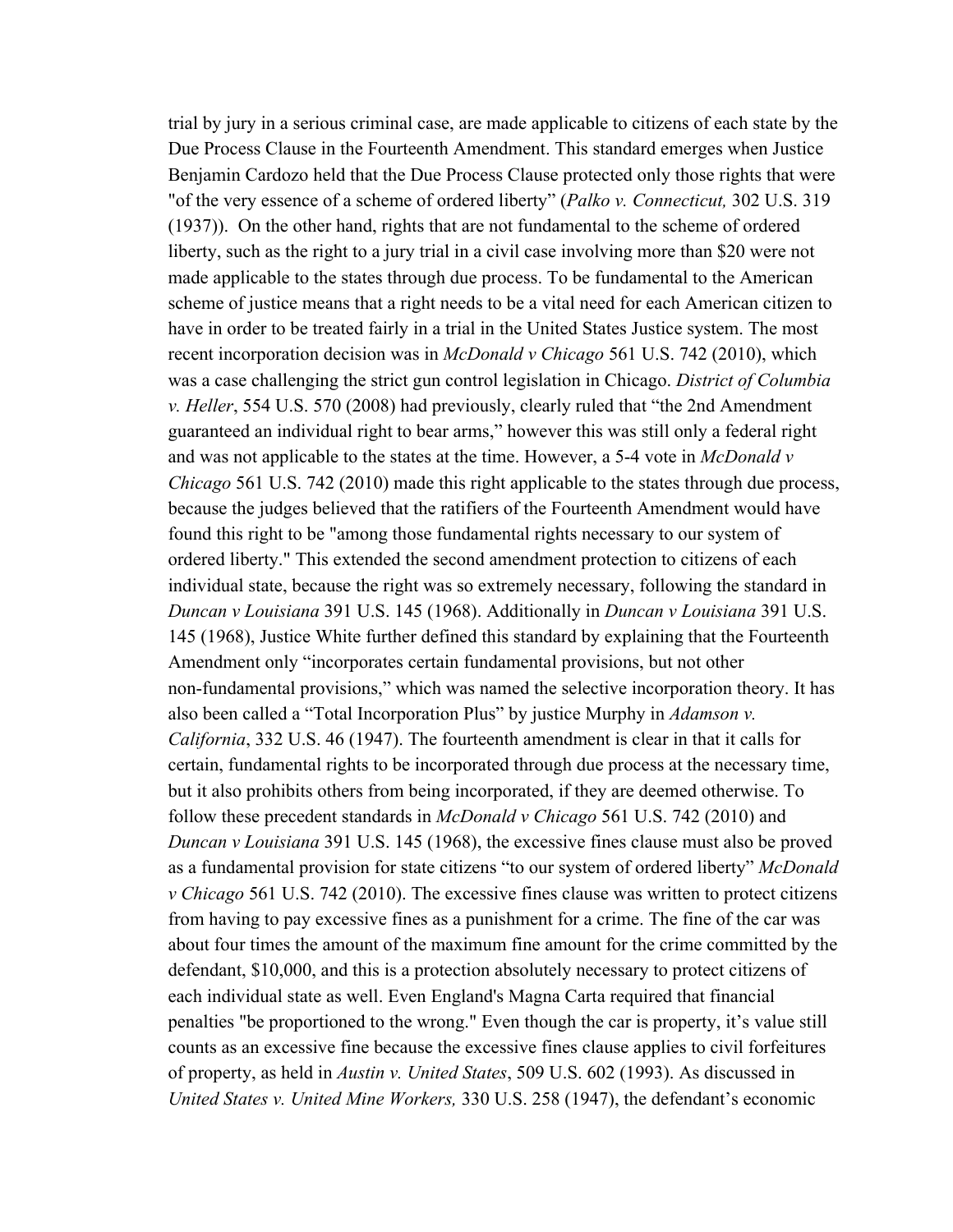trial by jury in a serious criminal case, are made applicable to citizens of each state by the Due Process Clause in the Fourteenth Amendment. This standard emerges when Justice Benjamin Cardozo held that the Due Process Clause protected only those rights that were "of the very essence of a scheme of ordered liberty" (*Palko v. Connecticut,* 302 U.S. 319 (1937)). On the other hand, rights that are not fundamental to the scheme of ordered liberty, such as the right to a jury trial in a civil case involving more than $20 were not made applicable to the states through due process. To be fundamental to the American scheme of justice means that a right needs to be a vital need for each American citizen to have in order to be treated fairly in a trial in the United States Justice system. The most recent incorporation decision was in *McDonald v Chicago* 561 U.S. 742 (2010), which was a case challenging the strict gun control legislation in Chicago. *District of Columbia v. Heller*, 554 U.S. 570 (2008) had previously, clearly ruled that "the 2nd Amendment guaranteed an individual right to bear arms," however this was still only a federal right and was not applicable to the states at the time. However, a 5-4 vote in *McDonald v Chicago* 561 U.S. 742 (2010) made this right applicable to the states through due process, because the judges believed that the ratifiers of the Fourteenth Amendment would have found this right to be "among those fundamental rights necessary to our system of ordered liberty." This extended the second amendment protection to citizens of each individual state, because the right was so extremely necessary, following the standard in *Duncan v Louisiana* 391 U.S. 145 (1968). Additionally in *Duncan v Louisiana* 391 U.S. 145 (1968), Justice White further defined this standard by explaining that the Fourteenth Amendment only "incorporates certain fundamental provisions, but not other non-fundamental provisions," which was named the selective incorporation theory. It has also been called a "Total Incorporation Plus" by justice Murphy in *Adamson v. California*, 332 U.S. 46 (1947). The fourteenth amendment is clear in that it calls for certain, fundamental rights to be incorporated through due process at the necessary time, but it also prohibits others from being incorporated, if they are deemed otherwise. To follow these precedent standards in *McDonald v Chicago* 561 U.S. 742 (2010) and *Duncan v Louisiana* 391 U.S. 145 (1968), the excessive fines clause must also be proved as a fundamental provision for state citizens "to our system of ordered liberty" *McDonald v Chicago* 561 U.S. 742 (2010). The excessive fines clause was written to protect citizens from having to pay excessive fines as a punishment for a crime. The fine of the car was about four times the amount of the maximum fine amount for the crime committed by the defendant, $10,000, and this is a protection absolutely necessary to protect citizens of each individual state as well. Even England's Magna Carta required that financial penalties "be proportioned to the wrong." Even though the car is property, it's value still counts as an excessive fine because the excessive fines clause applies to civil forfeitures of property, as held in *Austin v. United States*, 509 U.S. 602 (1993). As discussed in *United States v. United Mine Workers,* 330 U.S. 258 (1947), the defendant's economic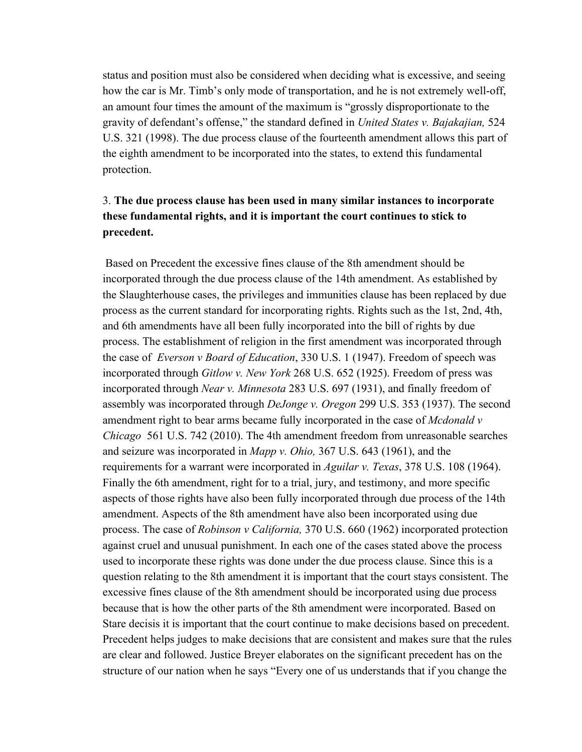status and position must also be considered when deciding what is excessive, and seeing how the car is Mr. Timb's only mode of transportation, and he is not extremely well-off, an amount four times the amount of the maximum is "grossly disproportionate to the gravity of defendant's offense," the standard defined in *United States v. Bajakajian,* 524 U.S. 321 (1998). The due process clause of the fourteenth amendment allows this part of the eighth amendment to be incorporated into the states, to extend this fundamental protection.

3. **The due process clause has been used in many similar instances to incorporate these fundamental rights, and it is important the court continues to stick to precedent.**

Based on Precedent the excessive fines clause of the 8th amendment should be incorporated through the due process clause of the 14th amendment. As established by the Slaughterhouse cases, the privileges and immunities clause has been replaced by due process as the current standard for incorporating rights. Rights such as the 1st, 2nd, 4th, and 6th amendments have all been fully incorporated into the bill of rights by due process. The establishment of religion in the first amendment was incorporated through the case of *Everson v Board of Education*, 330 U.S. 1 (1947). Freedom of speech was incorporated through *Gitlow v. New York* 268 U.S. 652 (1925). Freedom of press was incorporated through *Near v. Minnesota* 283 U.S. 697 (1931), and finally freedom of assembly was incorporated through *DeJonge v. Oregon* 299 U.S. 353 (1937). The second amendment right to bear arms became fully incorporated in the case of *Mcdonald v Chicago* 561 U.S. 742 (2010). The 4th amendment freedom from unreasonable searches and seizure was incorporated in *Mapp v. Ohio,* 367 U.S. 643 (1961), and the requirements for a warrant were incorporated in *Aguilar v. Texas*, 378 U.S. 108 (1964). Finally the 6th amendment, right for to a trial, jury, and testimony, and more specific aspects of those rights have also been fully incorporated through due process of the 14th amendment. Aspects of the 8th amendment have also been incorporated using due process. The case of *Robinson v California,* 370 U.S. 660 (1962) incorporated protection against cruel and unusual punishment. In each one of the cases stated above the process used to incorporate these rights was done under the due process clause. Since this is a question relating to the 8th amendment it is important that the court stays consistent. The excessive fines clause of the 8th amendment should be incorporated using due process because that is how the other parts of the 8th amendment were incorporated. Based on Stare decisis it is important that the court continue to make decisions based on precedent. Precedent helps judges to make decisions that are consistent and makes sure that the rules are clear and followed. Justice Breyer elaborates on the significant precedent has on the structure of our nation when he says "Every one of us understands that if you change the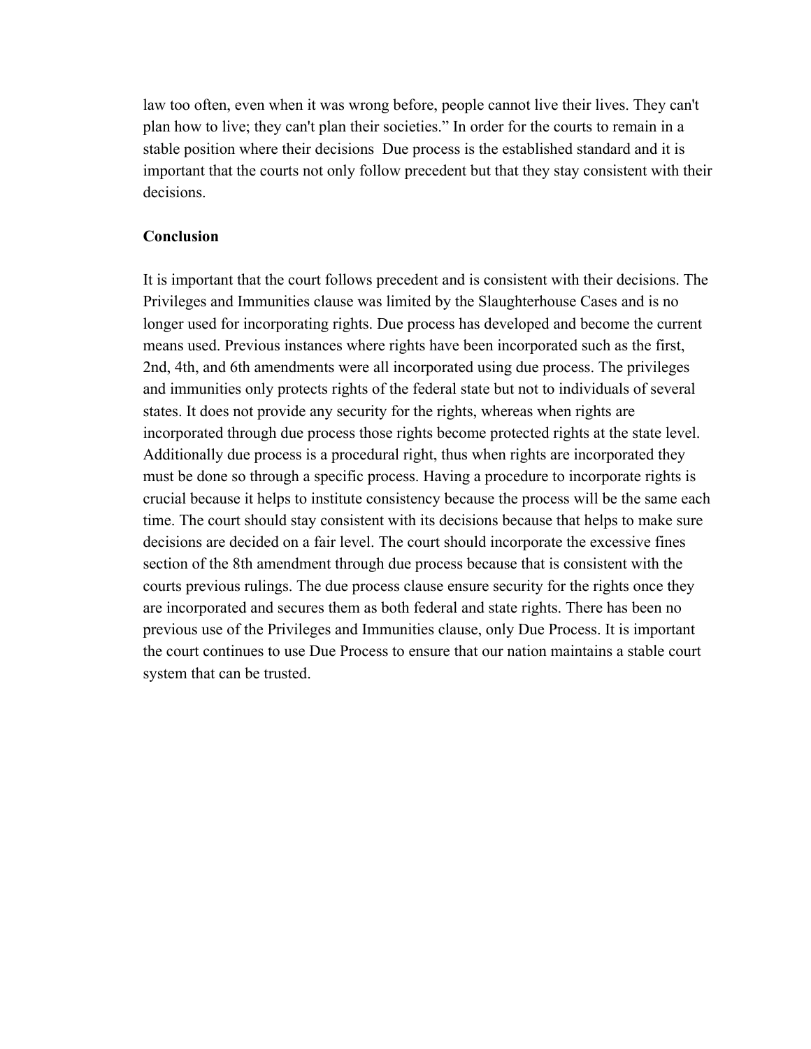law too often, even when it was wrong before, people cannot live their lives. They can't plan how to live; they can't plan their societies." In order for the courts to remain in a stable position where their decisions  Due process is the established standard and it is important that the courts not only follow precedent but that they stay consistent with their decisions.

**Conclusion**

It is important that the court follows precedent and is consistent with their decisions. The Privileges and Immunities clause was limited by the Slaughterhouse Cases and is no longer used for incorporating rights. Due process has developed and become the current means used. Previous instances where rights have been incorporated such as the first, 2nd, 4th, and 6th amendments were all incorporated using due process. The privileges and immunities only protects rights of the federal state but not to individuals of several states. It does not provide any security for the rights, whereas when rights are incorporated through due process those rights become protected rights at the state level. Additionally due process is a procedural right, thus when rights are incorporated they must be done so through a specific process. Having a procedure to incorporate rights is crucial because it helps to institute consistency because the process will be the same each time. The court should stay consistent with its decisions because that helps to make sure decisions are decided on a fair level. The court should incorporate the excessive fines section of the 8th amendment through due process because that is consistent with the courts previous rulings. The due process clause ensure security for the rights once they are incorporated and secures them as both federal and state rights. There has been no previous use of the Privileges and Immunities clause, only Due Process. It is important the court continues to use Due Process to ensure that our nation maintains a stable court system that can be trusted.